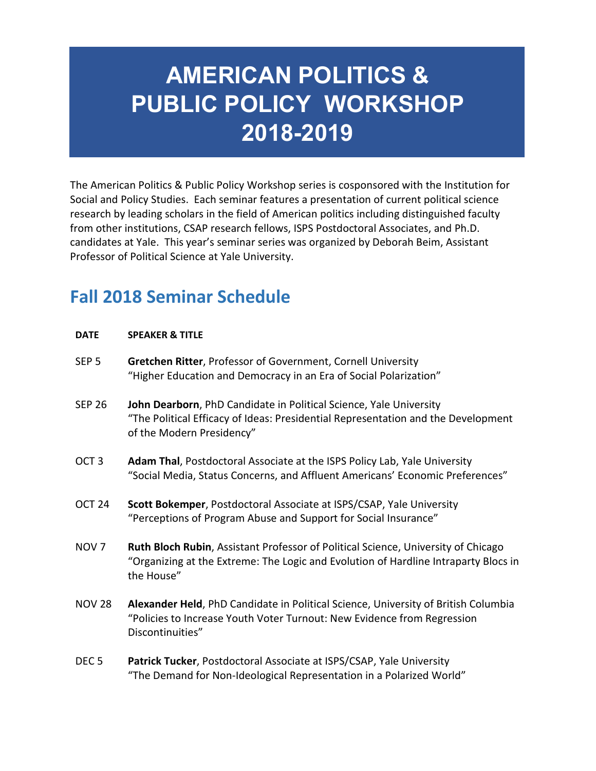# AMERICAN POLITICS & PUBLIC POLICY WORKSHOP 2018-2019

The American Politics & Public Policy Workshop series is cosponsored with the Institution for Social and Policy Studies. Each seminar features a presentation of current political science research by leading scholars in the field of American politics including distinguished faculty from other institutions, CSAP research fellows, ISPS Postdoctoral Associates, and Ph.D. candidates at Yale. This year's seminar series was organized by Deborah Beim, Assistant Professor of Political Science at Yale University.

## Fall 2018 Seminar Schedule

| DATE | SPEAKER & TITLE |
|---|---|
| SEP 5 | **Gretchen Ritter**, Professor of Government, Cornell University<br>"Higher Education and Democracy in an Era of Social Polarization" |
| SEP 26 | **John Dearborn**, PhD Candidate in Political Science, Yale University<br>"The Political Efficacy of Ideas: Presidential Representation and the Development of the Modern Presidency" |
| OCT 3 | **Adam Thal**, Postdoctoral Associate at the ISPS Policy Lab, Yale University<br>"Social Media, Status Concerns, and Affluent Americans' Economic Preferences" |
| OCT 24 | **Scott Bokemper**, Postdoctoral Associate at ISPS/CSAP, Yale University<br>"Perceptions of Program Abuse and Support for Social Insurance" |
| NOV 7 | **Ruth Bloch Rubin**, Assistant Professor of Political Science, University of Chicago<br>"Organizing at the Extreme: The Logic and Evolution of Hardline Intraparty Blocs in the House" |
| NOV 28 | **Alexander Held**, PhD Candidate in Political Science, University of British Columbia<br>"Policies to Increase Youth Voter Turnout: New Evidence from Regression Discontinuities" |
| DEC 5 | **Patrick Tucker**, Postdoctoral Associate at ISPS/CSAP, Yale University<br>"The Demand for Non-Ideological Representation in a Polarized World" |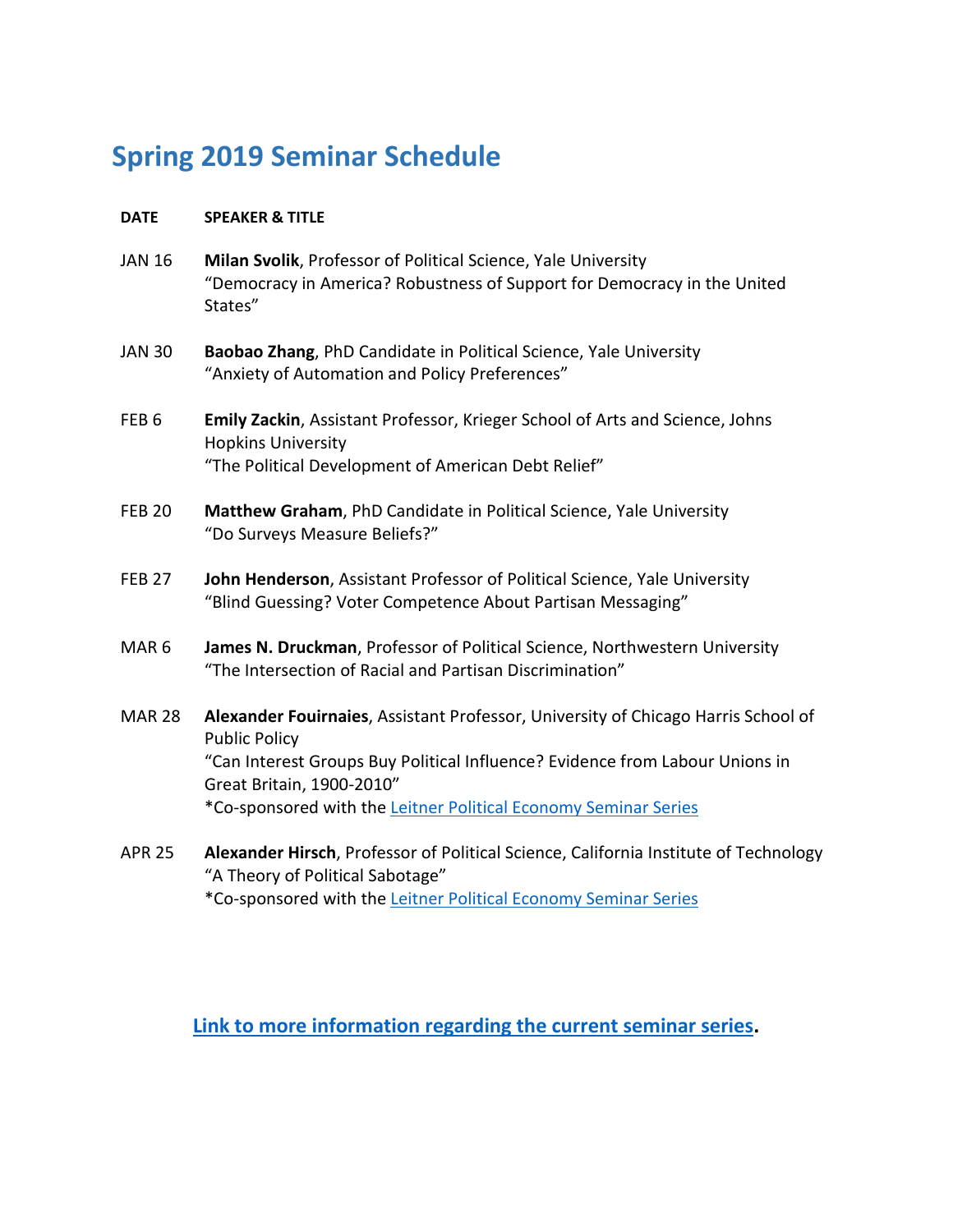## Spring 2019 Seminar Schedule

| DATE | SPEAKER & TITLE |
| --- | --- |
| JAN 16 | **Milan Svolik**, Professor of Political Science, Yale University<br>“Democracy in America? Robustness of Support for Democracy in the United States” |
| JAN 30 | **Baobao Zhang**, PhD Candidate in Political Science, Yale University<br>“Anxiety of Automation and Policy Preferences” |
| FEB 6 | **Emily Zackin**, Assistant Professor, Krieger School of Arts and Science, Johns Hopkins University<br>“The Political Development of American Debt Relief” |
| FEB 20 | **Matthew Graham**, PhD Candidate in Political Science, Yale University<br>“Do Surveys Measure Beliefs?” |
| FEB 27 | **John Henderson**, Assistant Professor of Political Science, Yale University<br>“Blind Guessing? Voter Competence About Partisan Messaging” |
| MAR 6 | **James N. Druckman**, Professor of Political Science, Northwestern University<br>“The Intersection of Racial and Partisan Discrimination” |
| MAR 28 | **Alexander Fouirnaies**, Assistant Professor, University of Chicago Harris School of Public Policy<br>“Can Interest Groups Buy Political Influence? Evidence from Labour Unions in Great Britain, 1900-2010”<br>*Co-sponsored with the Leitner Political Economy Seminar Series |
| APR 25 | **Alexander Hirsch**, Professor of Political Science, California Institute of Technology<br>“A Theory of Political Sabotage”<br>*Co-sponsored with the Leitner Political Economy Seminar Series |

**Link to more information regarding the current seminar series.**